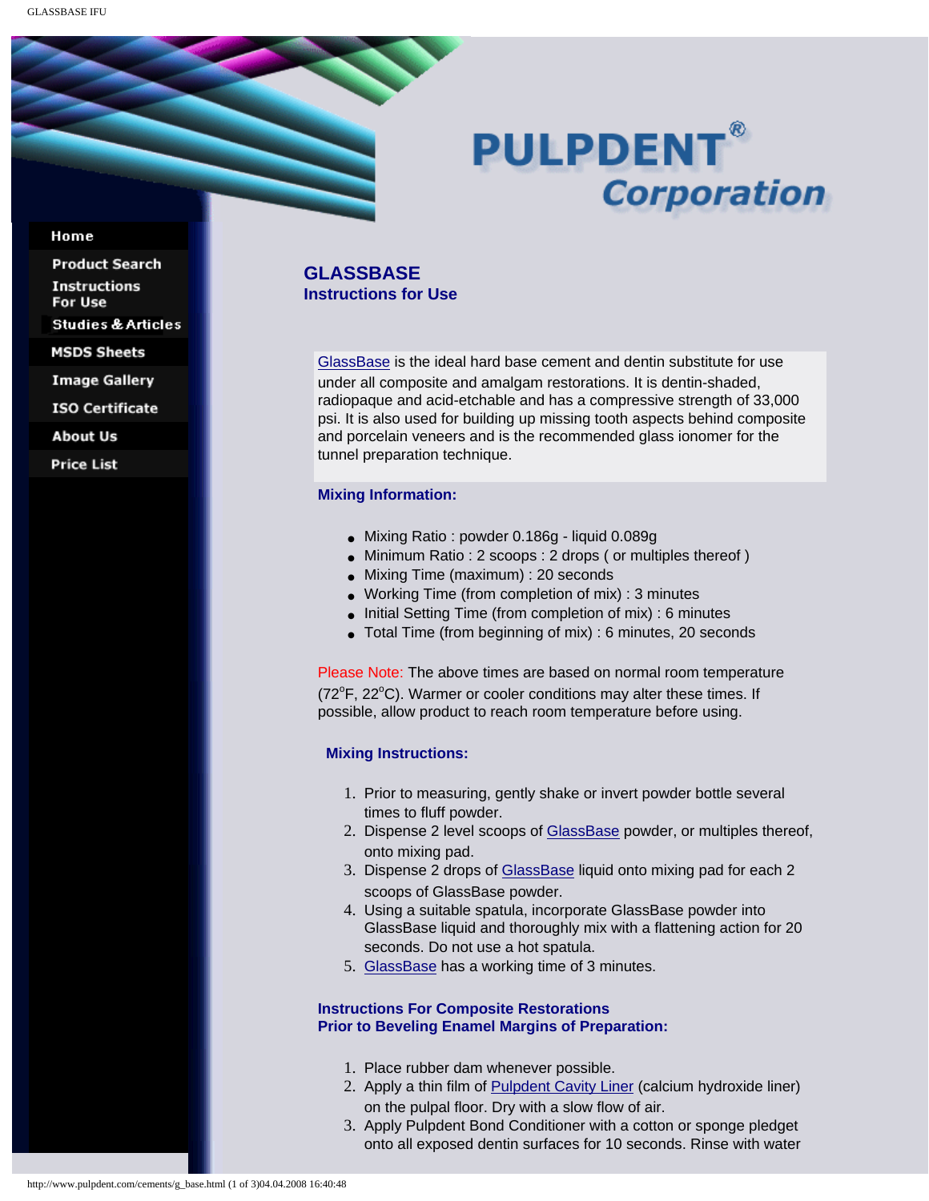# PULPDENT® Corporation

- Home
- Product Search
- Instructions For Use
- Studies & Articles
- MSDS Sheets
- Image Gallery
- ISO Certificate
- About Us
- Price List

## GLASSBASE
### Instructions for Use

GlassBase is the ideal hard base cement and dentin substitute for use under all composite and amalgam restorations. It is dentin-shaded, radiopaque and acid-etchable and has a compressive strength of 33,000 psi. It is also used for building up missing tooth aspects behind composite and porcelain veneers and is the recommended glass ionomer for the tunnel preparation technique.

**Mixing Information:**

- Mixing Ratio : powder 0.186g - liquid 0.089g
- Minimum Ratio : 2 scoops : 2 drops ( or multiples thereof )
- Mixing Time (maximum) : 20 seconds
- Working Time (from completion of mix) : 3 minutes
- Initial Setting Time (from completion of mix) : 6 minutes
- Total Time (from beginning of mix) : 6 minutes, 20 seconds

Please Note: The above times are based on normal room temperature (72°F, 22°C). Warmer or cooler conditions may alter these times. If possible, allow product to reach room temperature before using.

**Mixing Instructions:**

1. Prior to measuring, gently shake or invert powder bottle several times to fluff powder.
2. Dispense 2 level scoops of GlassBase powder, or multiples thereof, onto mixing pad.
3. Dispense 2 drops of GlassBase liquid onto mixing pad for each 2 scoops of GlassBase powder.
4. Using a suitable spatula, incorporate GlassBase powder into GlassBase liquid and thoroughly mix with a flattening action for 20 seconds. Do not use a hot spatula.
5. GlassBase has a working time of 3 minutes.

**Instructions For Composite Restorations Prior to Beveling Enamel Margins of Preparation:**

1. Place rubber dam whenever possible.
2. Apply a thin film of Pulpdent Cavity Liner (calcium hydroxide liner) on the pulpal floor. Dry with a slow flow of air.
3. Apply Pulpdent Bond Conditioner with a cotton or sponge pledget onto all exposed dentin surfaces for 10 seconds. Rinse with water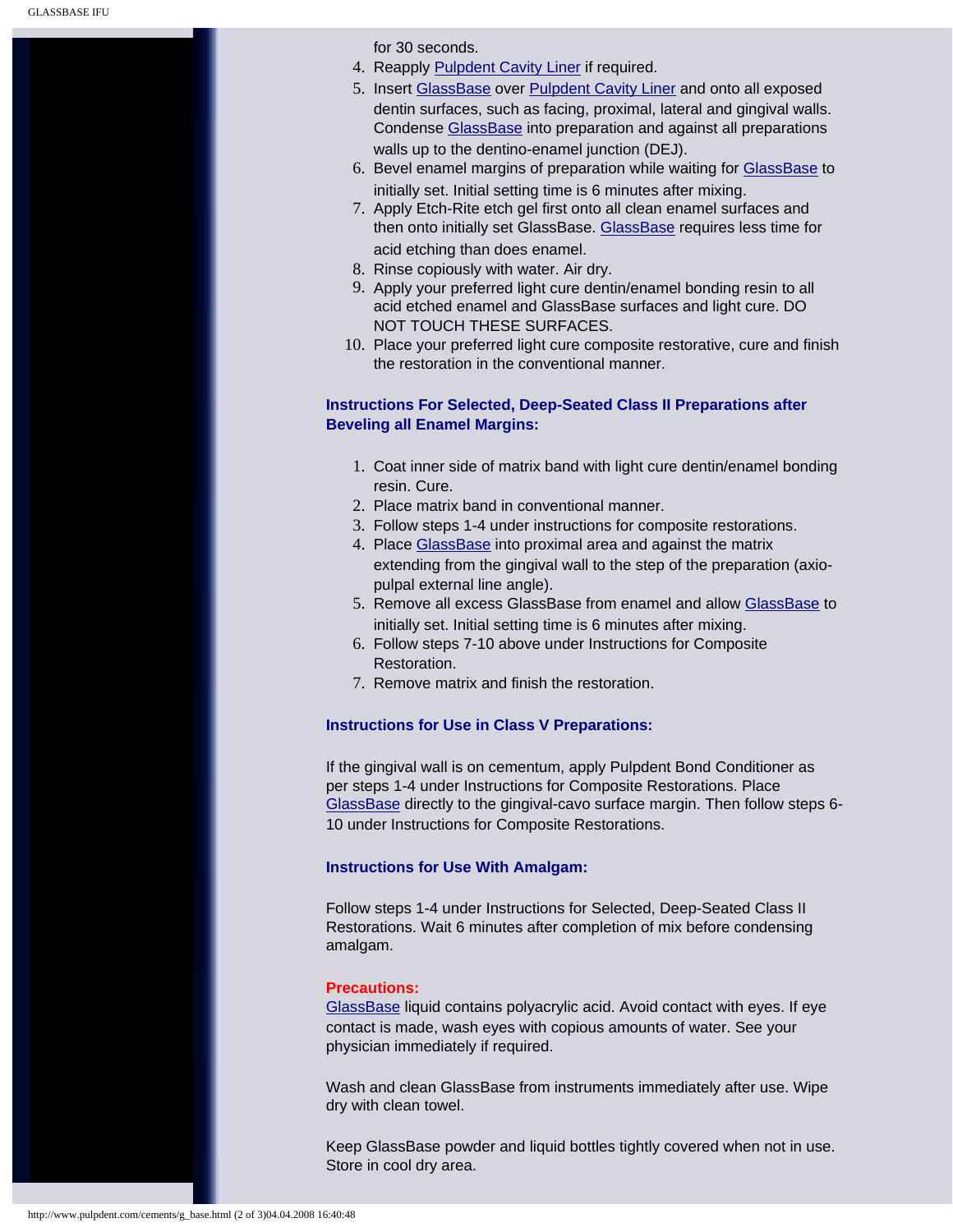for 30 seconds.

4. Reapply Pulpdent Cavity Liner if required.
5. Insert GlassBase over Pulpdent Cavity Liner and onto all exposed dentin surfaces, such as facing, proximal, lateral and gingival walls. Condense GlassBase into preparation and against all preparations walls up to the dentino-enamel junction (DEJ).
6. Bevel enamel margins of preparation while waiting for GlassBase to initially set. Initial setting time is 6 minutes after mixing.
7. Apply Etch-Rite etch gel first onto all clean enamel surfaces and then onto initially set GlassBase. GlassBase requires less time for acid etching than does enamel.
8. Rinse copiously with water. Air dry.
9. Apply your preferred light cure dentin/enamel bonding resin to all acid etched enamel and GlassBase surfaces and light cure. DO NOT TOUCH THESE SURFACES.
10. Place your preferred light cure composite restorative, cure and finish the restoration in the conventional manner.

### Instructions For Selected, Deep-Seated Class II Preparations after Beveling all Enamel Margins:

1. Coat inner side of matrix band with light cure dentin/enamel bonding resin. Cure.
2. Place matrix band in conventional manner.
3. Follow steps 1-4 under instructions for composite restorations.
4. Place GlassBase into proximal area and against the matrix extending from the gingival wall to the step of the preparation (axio-pulpal external line angle).
5. Remove all excess GlassBase from enamel and allow GlassBase to initially set. Initial setting time is 6 minutes after mixing.
6. Follow steps 7-10 above under Instructions for Composite Restoration.
7. Remove matrix and finish the restoration.

### Instructions for Use in Class V Preparations:

If the gingival wall is on cementum, apply Pulpdent Bond Conditioner as per steps 1-4 under Instructions for Composite Restorations. Place GlassBase directly to the gingival-cavo surface margin. Then follow steps 6-10 under Instructions for Composite Restorations.

### Instructions for Use With Amalgam:

Follow steps 1-4 under Instructions for Selected, Deep-Seated Class II Restorations. Wait 6 minutes after completion of mix before condensing amalgam.

### Precautions:

GlassBase liquid contains polyacrylic acid. Avoid contact with eyes. If eye contact is made, wash eyes with copious amounts of water. See your physician immediately if required.

Wash and clean GlassBase from instruments immediately after use. Wipe dry with clean towel.

Keep GlassBase powder and liquid bottles tightly covered when not in use. Store in cool dry area.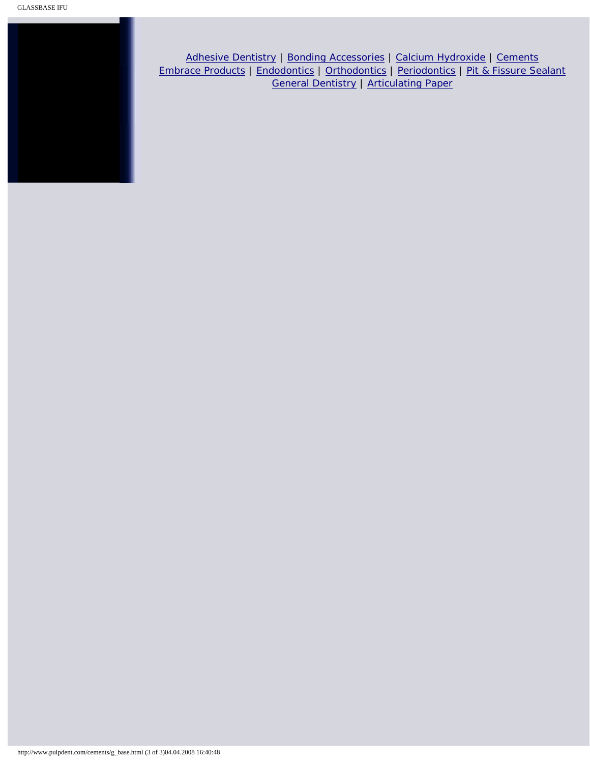Adhesive Dentistry | Bonding Accessories | Calcium Hydroxide | Cements
Embrace Products | Endodontics | Orthodontics | Periodontics | Pit & Fissure Sealant
General Dentistry | Articulating Paper